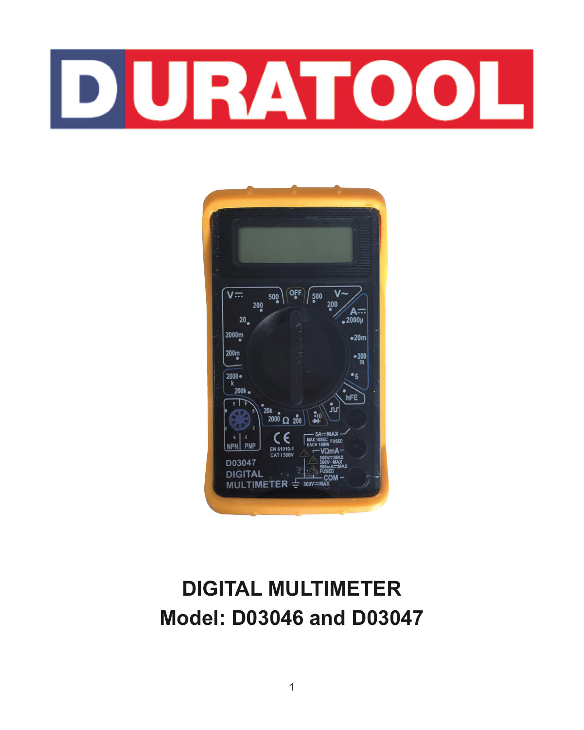# DURATOOL

## DIGITAL MULTIMETER
## Model: D03046 and D03047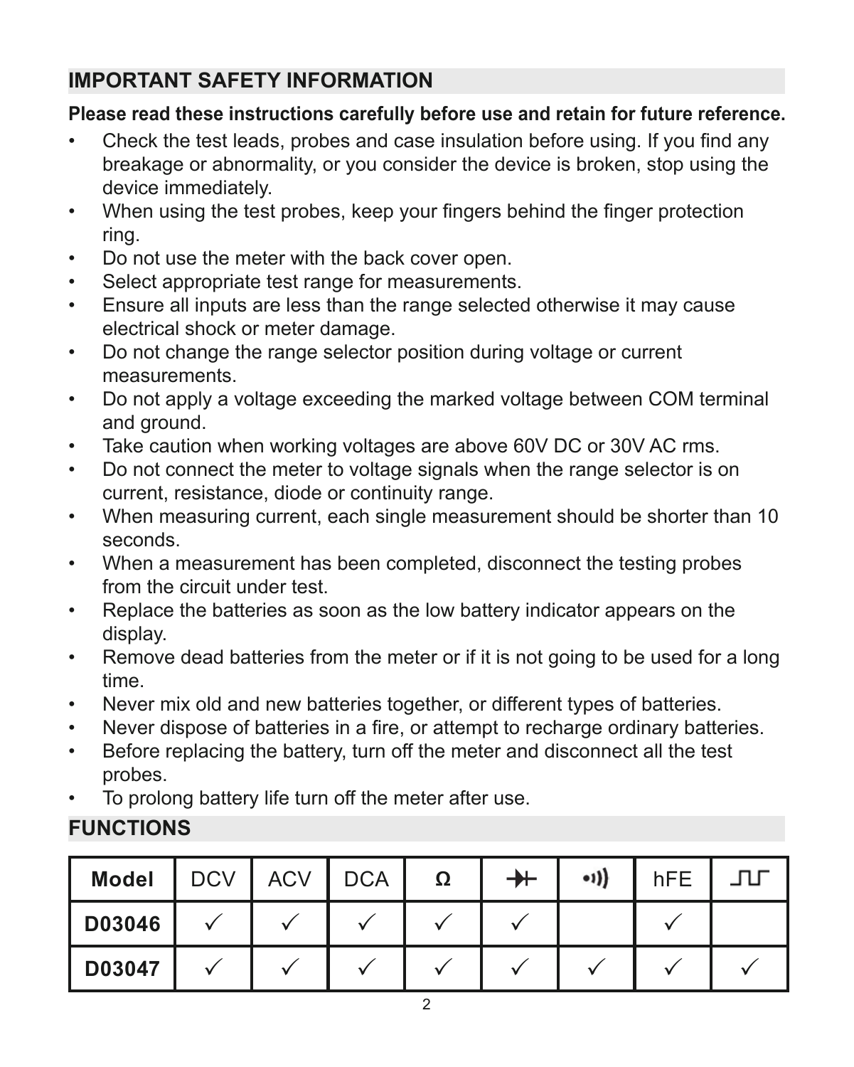## IMPORTANT SAFETY INFORMATION

**Please read these instructions carefully before use and retain for future reference.**

- Check the test leads, probes and case insulation before using. If you find any breakage or abnormality, or you consider the device is broken, stop using the device immediately.
- When using the test probes, keep your fingers behind the finger protection ring.
- Do not use the meter with the back cover open.
- Select appropriate test range for measurements.
- Ensure all inputs are less than the range selected otherwise it may cause electrical shock or meter damage.
- Do not change the range selector position during voltage or current measurements.
- Do not apply a voltage exceeding the marked voltage between COM terminal and ground.
- Take caution when working voltages are above 60V DC or 30V AC rms.
- Do not connect the meter to voltage signals when the range selector is on current, resistance, diode or continuity range.
- When measuring current, each single measurement should be shorter than 10 seconds.
- When a measurement has been completed, disconnect the testing probes from the circuit under test.
- Replace the batteries as soon as the low battery indicator appears on the display.
- Remove dead batteries from the meter or if it is not going to be used for a long time.
- Never mix old and new batteries together, or different types of batteries.
- Never dispose of batteries in a fire, or attempt to recharge ordinary batteries.
- Before replacing the battery, turn off the meter and disconnect all the test probes.
- To prolong battery life turn off the meter after use.

## FUNCTIONS

| Model | DCV | ACV | DCA | Ω | Diode | Continuity | hFE | Square wave |
|---|---|---|---|---|---|---|---|---|
| **D03046** | ✓ | ✓ | ✓ | ✓ | ✓ | | ✓ | |
| **D03047** | ✓ | ✓ | ✓ | ✓ | ✓ | ✓ | ✓ | ✓ |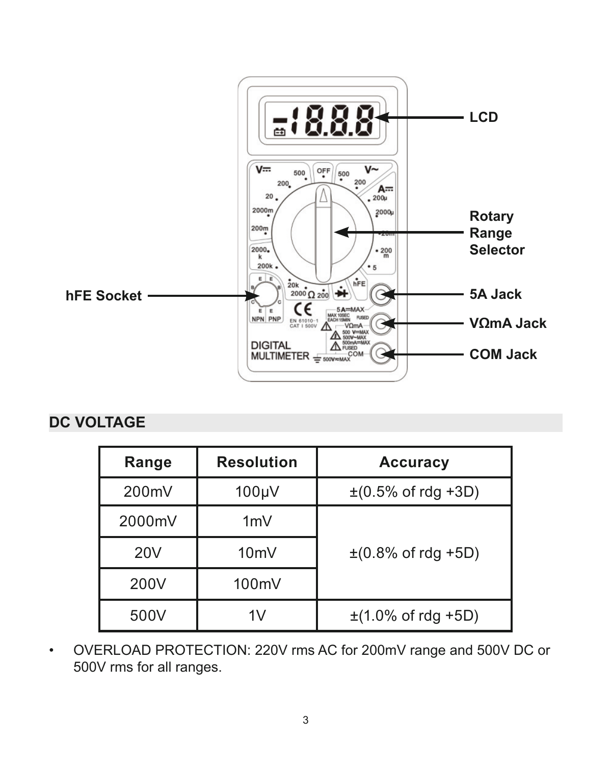LCD

Rotary Range Selector

hFE Socket

5A Jack

VΩmA Jack

COM Jack

## DC VOLTAGE

| Range | Resolution | Accuracy |
|---|---|---|
| 200mV | 100µV | ±(0.5% of rdg +3D) |
| 2000mV | 1mV | ±(0.8% of rdg +5D) |
| 20V | 10mV | |
| 200V | 100mV | |
| 500V | 1V | ±(1.0% of rdg +5D) |

- OVERLOAD PROTECTION: 220V rms AC for 200mV range and 500V DC or 500V rms for all ranges.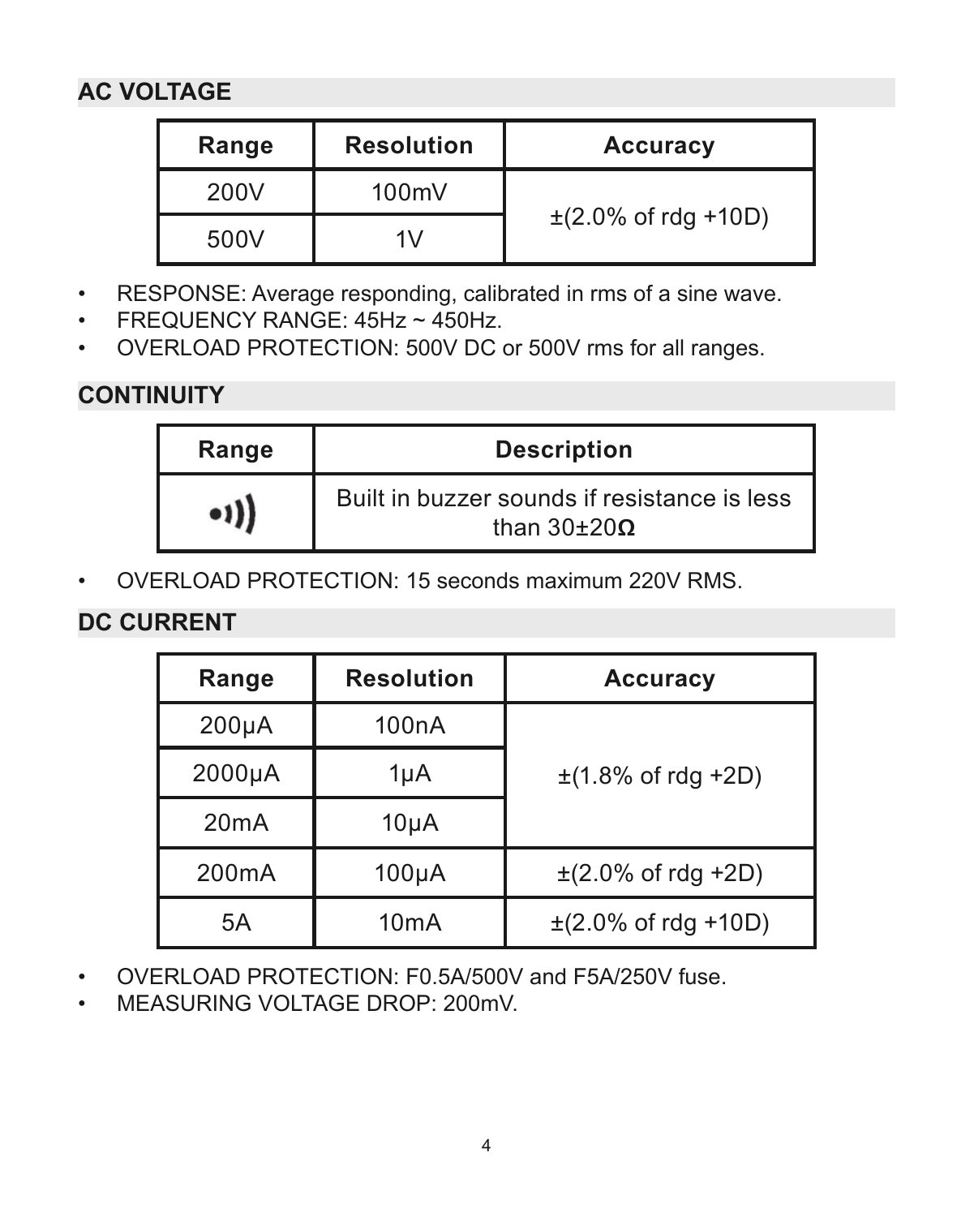## AC VOLTAGE

| Range | Resolution | Accuracy |
|---|---|---|
| 200V | 100mV | ±(2.0% of rdg +10D) |
| 500V | 1V | |

- RESPONSE: Average responding, calibrated in rms of a sine wave.
- FREQUENCY RANGE: 45Hz ~ 450Hz.
- OVERLOAD PROTECTION: 500V DC or 500V rms for all ranges.

## CONTINUITY

| Range | Description |
|---|---|
| •))) | Built in buzzer sounds if resistance is less than 30±20**Ω** |

- OVERLOAD PROTECTION: 15 seconds maximum 220V RMS.

## DC CURRENT

| Range | Resolution | Accuracy |
|---|---|---|
| 200μA | 100nA | ±(1.8% of rdg +2D) |
| 2000μA | 1μA | |
| 20mA | 10μA | |
| 200mA | 100μA | ±(2.0% of rdg +2D) |
| 5A | 10mA | ±(2.0% of rdg +10D) |

- OVERLOAD PROTECTION: F0.5A/500V and F5A/250V fuse.
- MEASURING VOLTAGE DROP: 200mV.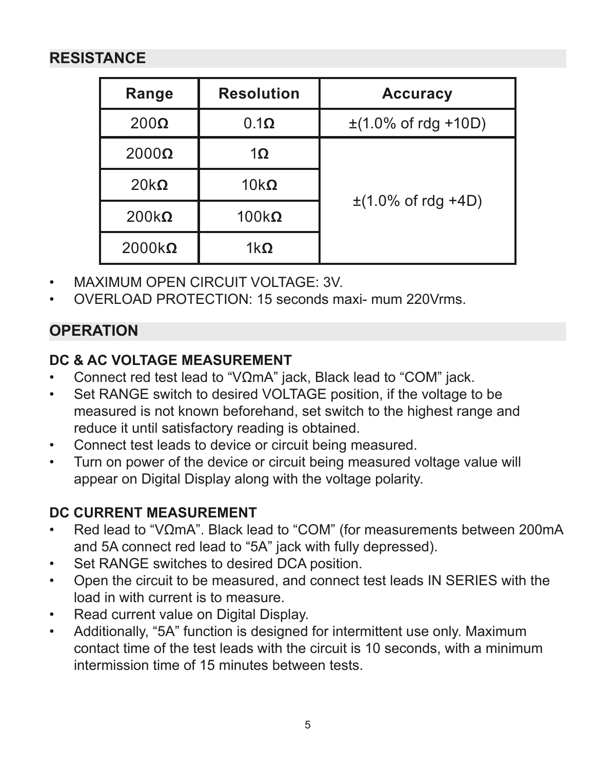## RESISTANCE

| Range | Resolution | Accuracy |
|---|---|---|
| 200Ω | 0.1Ω | ±(1.0% of rdg +10D) |
| 2000Ω | 1Ω | ±(1.0% of rdg +4D) |
| 20kΩ | 10kΩ | |
| 200kΩ | 100kΩ | |
| 2000kΩ | 1kΩ | |

- MAXIMUM OPEN CIRCUIT VOLTAGE: 3V.
- OVERLOAD PROTECTION: 15 seconds maxi- mum 220Vrms.

## OPERATION

### DC & AC VOLTAGE MEASUREMENT

- Connect red test lead to "VΩmA" jack, Black lead to "COM" jack.
- Set RANGE switch to desired VOLTAGE position, if the voltage to be measured is not known beforehand, set switch to the highest range and reduce it until satisfactory reading is obtained.
- Connect test leads to device or circuit being measured.
- Turn on power of the device or circuit being measured voltage value will appear on Digital Display along with the voltage polarity.

### DC CURRENT MEASUREMENT

- Red lead to "VΩmA". Black lead to "COM" (for measurements between 200mA and 5A connect red lead to "5A" jack with fully depressed).
- Set RANGE switches to desired DCA position.
- Open the circuit to be measured, and connect test leads IN SERIES with the load in with current is to measure.
- Read current value on Digital Display.
- Additionally, "5A" function is designed for intermittent use only. Maximum contact time of the test leads with the circuit is 10 seconds, with a minimum intermission time of 15 minutes between tests.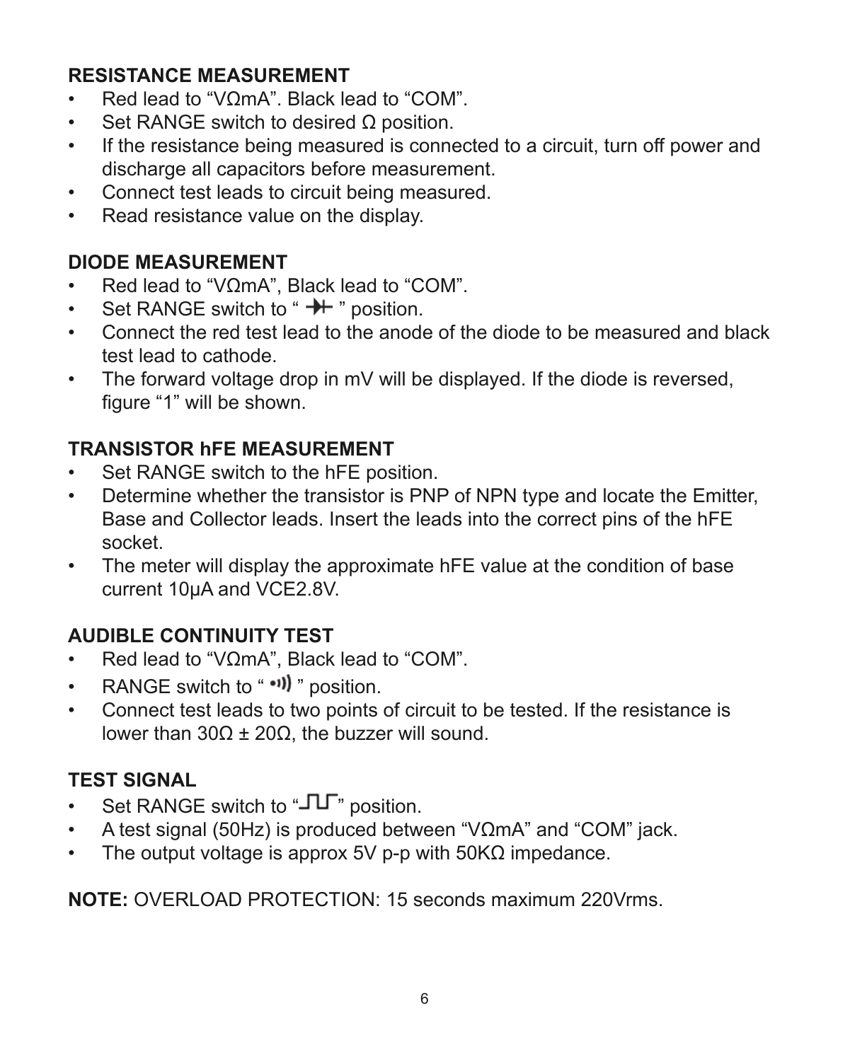## RESISTANCE MEASUREMENT

- Red lead to “VΩmA”. Black lead to “COM”.
- Set RANGE switch to desired Ω position.
- If the resistance being measured is connected to a circuit, turn off power and discharge all capacitors before measurement.
- Connect test leads to circuit being measured.
- Read resistance value on the display.

## DIODE MEASUREMENT

- Red lead to “VΩmA”, Black lead to “COM”.
- Set RANGE switch to “ ⏄ ” position.
- Connect the red test lead to the anode of the diode to be measured and black test lead to cathode.
- The forward voltage drop in mV will be displayed. If the diode is reversed, figure “1” will be shown.

## TRANSISTOR hFE MEASUREMENT

- Set RANGE switch to the hFE position.
- Determine whether the transistor is PNP of NPN type and locate the Emitter, Base and Collector leads. Insert the leads into the correct pins of the hFE socket.
- The meter will display the approximate hFE value at the condition of base current 10μA and VCE2.8V.

## AUDIBLE CONTINUITY TEST

- Red lead to “VΩmA”, Black lead to “COM”.
- RANGE switch to “ •))) ” position.
- Connect test leads to two points of circuit to be tested. If the resistance is lower than 30Ω ± 20Ω, the buzzer will sound.

## TEST SIGNAL

- Set RANGE switch to “⎍⎍” position.
- A test signal (50Hz) is produced between “VΩmA” and “COM” jack.
- The output voltage is approx 5V p-p with 50KΩ impedance.

**NOTE:** OVERLOAD PROTECTION: 15 seconds maximum 220Vrms.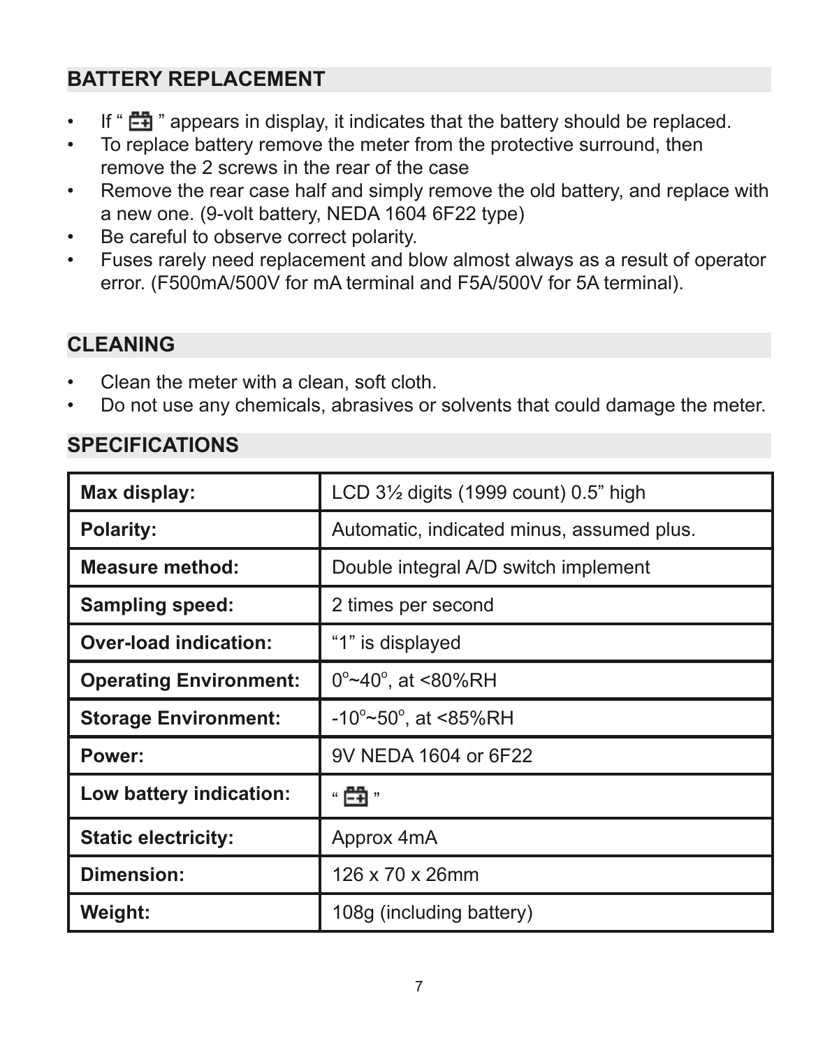## BATTERY REPLACEMENT

- If " 🔋 " appears in display, it indicates that the battery should be replaced.
- To replace battery remove the meter from the protective surround, then remove the 2 screws in the rear of the case
- Remove the rear case half and simply remove the old battery, and replace with a new one. (9-volt battery, NEDA 1604 6F22 type)
- Be careful to observe correct polarity.
- Fuses rarely need replacement and blow almost always as a result of operator error. (F500mA/500V for mA terminal and F5A/500V for 5A terminal).

## CLEANING

- Clean the meter with a clean, soft cloth.
- Do not use any chemicals, abrasives or solvents that could damage the meter.

## SPECIFICATIONS

| | |
|---|---|
| **Max display:** | LCD 3½ digits (1999 count) 0.5" high |
| **Polarity:** | Automatic, indicated minus, assumed plus. |
| **Measure method:** | Double integral A/D switch implement |
| **Sampling speed:** | 2 times per second |
| **Over-load indication:** | "1" is displayed |
| **Operating Environment:** | 0°~40°, at <80%RH |
| **Storage Environment:** | -10°~50°, at <85%RH |
| **Power:** | 9V NEDA 1604 or 6F22 |
| **Low battery indication:** | " 🔋 " |
| **Static electricity:** | Approx 4mA |
| **Dimension:** | 126 x 70 x 26mm |
| **Weight:** | 108g (including battery) |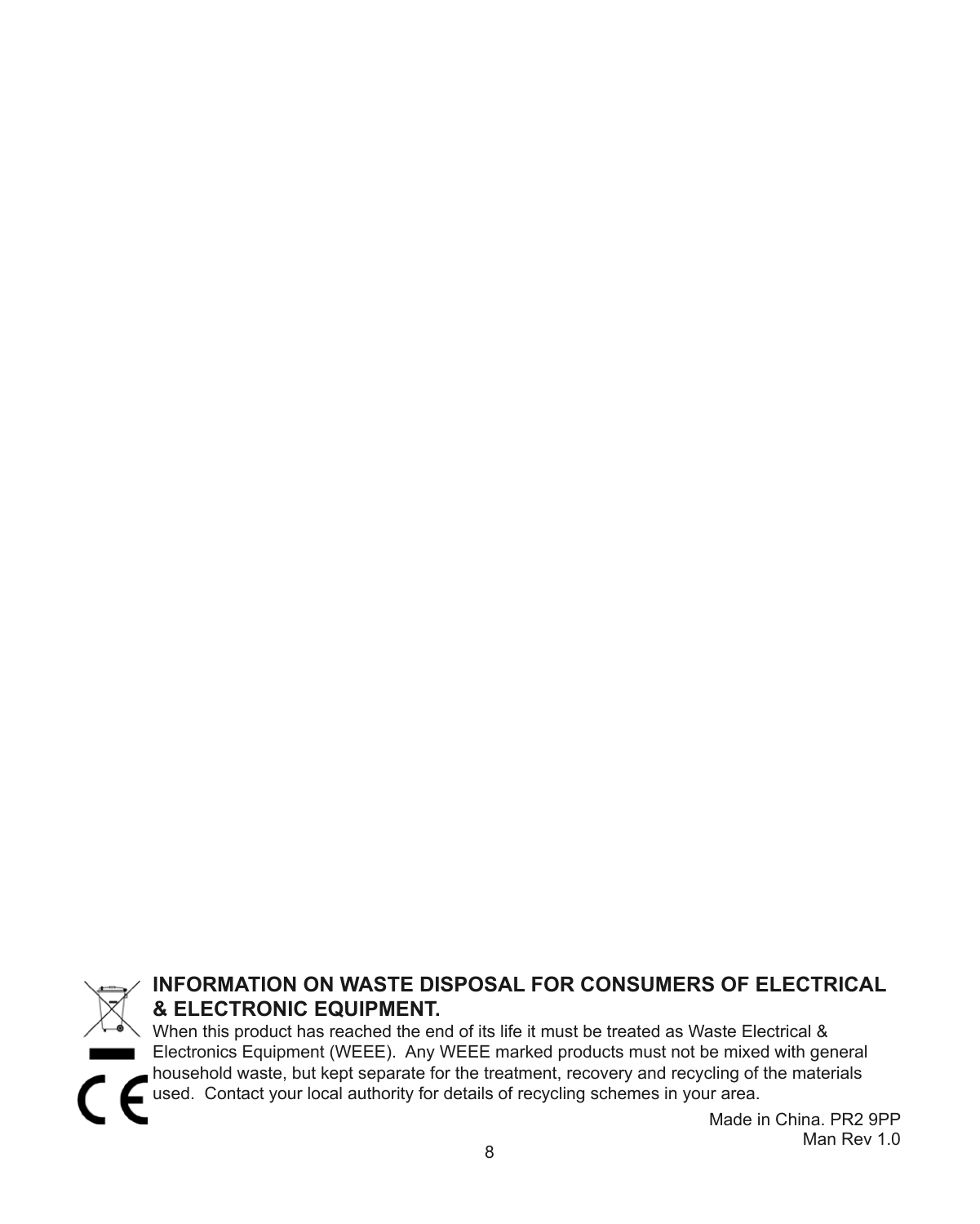**INFORMATION ON WASTE DISPOSAL FOR CONSUMERS OF ELECTRICAL & ELECTRONIC EQUIPMENT.**

When this product has reached the end of its life it must be treated as Waste Electrical & Electronics Equipment (WEEE). Any WEEE marked products must not be mixed with general household waste, but kept separate for the treatment, recovery and recycling of the materials used. Contact your local authority for details of recycling schemes in your area.

Made in China. PR2 9PP
Man Rev 1.0